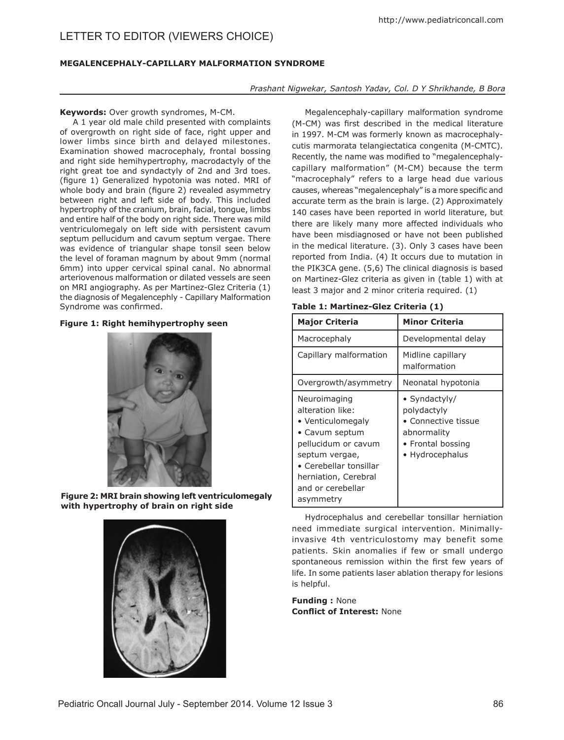# LETTER TO EDITOR (VIEWERS CHOICE)

## MEGALENCEPHALY-CAPILLARY MALFORMATION SYNDROME

*Prashant Nigwekar, Santosh Yadav, Col. D Y Shrikhande, B Bora*

**Keywords:** Over growth syndromes, M-CM.

A 1 year old male child presented with complaints of overgrowth on right side of face, right upper and lower limbs since birth and delayed milestones. Examination showed macrocephaly, frontal bossing and right side hemihypertrophy, macrodactyly of the right great toe and syndactyly of 2nd and 3rd toes. (figure 1) Generalized hypotonia was noted. MRI of whole body and brain (figure 2) revealed asymmetry between right and left side of body. This included hypertrophy of the cranium, brain, facial, tongue, limbs and entire half of the body on right side. There was mild ventriculomegaly on left side with persistent cavum septum pellucidum and cavum septum vergae. There was evidence of triangular shape tonsil seen below the level of foramen magnum by about 9mm (normal 6mm) into upper cervical spinal canal. No abnormal arteriovenous malformation or dilated vessels are seen on MRI angiography. As per Martinez-Glez Criteria (1) the diagnosis of Megalencephly - Capillary Malformation Syndrome was confirmed.

**Figure 1: Right hemihypertrophy seen**

**Figure 2: MRI brain showing left ventriculomegaly with hypertrophy of brain on right side**

Megalencephaly-capillary malformation syndrome (M-CM) was first described in the medical literature in 1997. M-CM was formerly known as macrocephaly-cutis marmorata telangiectatica congenita (M-CMTC). Recently, the name was modified to "megalencephaly-capillary malformation" (M-CM) because the term "macrocephaly" refers to a large head due various causes, whereas "megalencephaly" is a more specific and accurate term as the brain is large. (2) Approximately 140 cases have been reported in world literature, but there are likely many more affected individuals who have been misdiagnosed or have not been published in the medical literature. (3). Only 3 cases have been reported from India. (4) It occurs due to mutation in the PIK3CA gene. (5,6) The clinical diagnosis is based on Martinez-Glez criteria as given in (table 1) with at least 3 major and 2 minor criteria required. (1)

**Table 1: Martinez-Glez Criteria (1)**

| Major Criteria | Minor Criteria |
| --- | --- |
| Macrocephaly | Developmental delay |
| Capillary malformation | Midline capillary malformation |
| Overgrowth/asymmetry | Neonatal hypotonia |
| Neuroimaging alteration like:<br>• Venticulomegaly<br>• Cavum septum pellucidum or cavum septum vergae,<br>• Cerebellar tonsillar herniation, Cerebral and or cerebellar asymmetry | • Syndactyly/ polydactyly<br>• Connective tissue abnormality<br>• Frontal bossing<br>• Hydrocephalus |

Hydrocephalus and cerebellar tonsillar herniation need immediate surgical intervention. Minimally-invasive 4th ventriculostomy may benefit some patients. Skin anomalies if few or small undergo spontaneous remission within the first few years of life. In some patients laser ablation therapy for lesions is helpful.

**Funding :** None

**Conflict of Interest:** None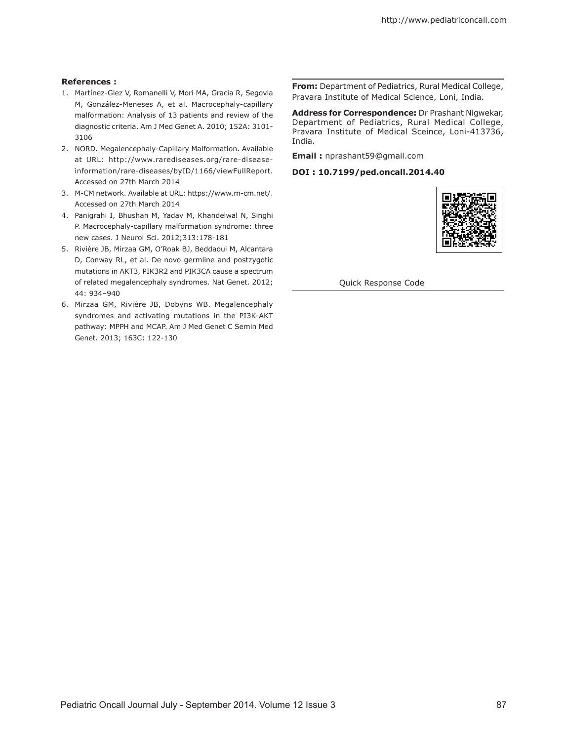**References :**

1. Martínez-Glez V, Romanelli V, Mori MA, Gracia R, Segovia M, González-Meneses A, et al. Macrocephaly-capillary malformation: Analysis of 13 patients and review of the diagnostic criteria. Am J Med Genet A. 2010; 152A: 3101-3106
2. NORD. Megalencephaly-Capillary Malformation. Available at URL: http://www.rarediseases.org/rare-disease-information/rare-diseases/byID/1166/viewFullReport. Accessed on 27th March 2014
3. M-CM network. Available at URL: https://www.m-cm.net/. Accessed on 27th March 2014
4. Panigrahi I, Bhushan M, Yadav M, Khandelwal N, Singhi P. Macrocephaly-capillary malformation syndrome: three new cases. J Neurol Sci. 2012;313:178-181
5. Rivière JB, Mirzaa GM, O'Roak BJ, Beddaoui M, Alcantara D, Conway RL, et al. De novo germline and postzygotic mutations in AKT3, PIK3R2 and PIK3CA cause a spectrum of related megalencephaly syndromes. Nat Genet. 2012; 44: 934–940
6. Mirzaa GM, Rivière JB, Dobyns WB. Megalencephaly syndromes and activating mutations in the PI3K-AKT pathway: MPPH and MCAP. Am J Med Genet C Semin Med Genet. 2013; 163C: 122-130

**From:** Department of Pediatrics, Rural Medical College, Pravara Institute of Medical Science, Loni, India.

**Address for Correspondence:** Dr Prashant Nigwekar, Department of Pediatrics, Rural Medical College, Pravara Institute of Medical Sceince, Loni-413736, India.

**Email :** nprashant59@gmail.com

**DOI : 10.7199/ped.oncall.2014.40**

Quick Response Code